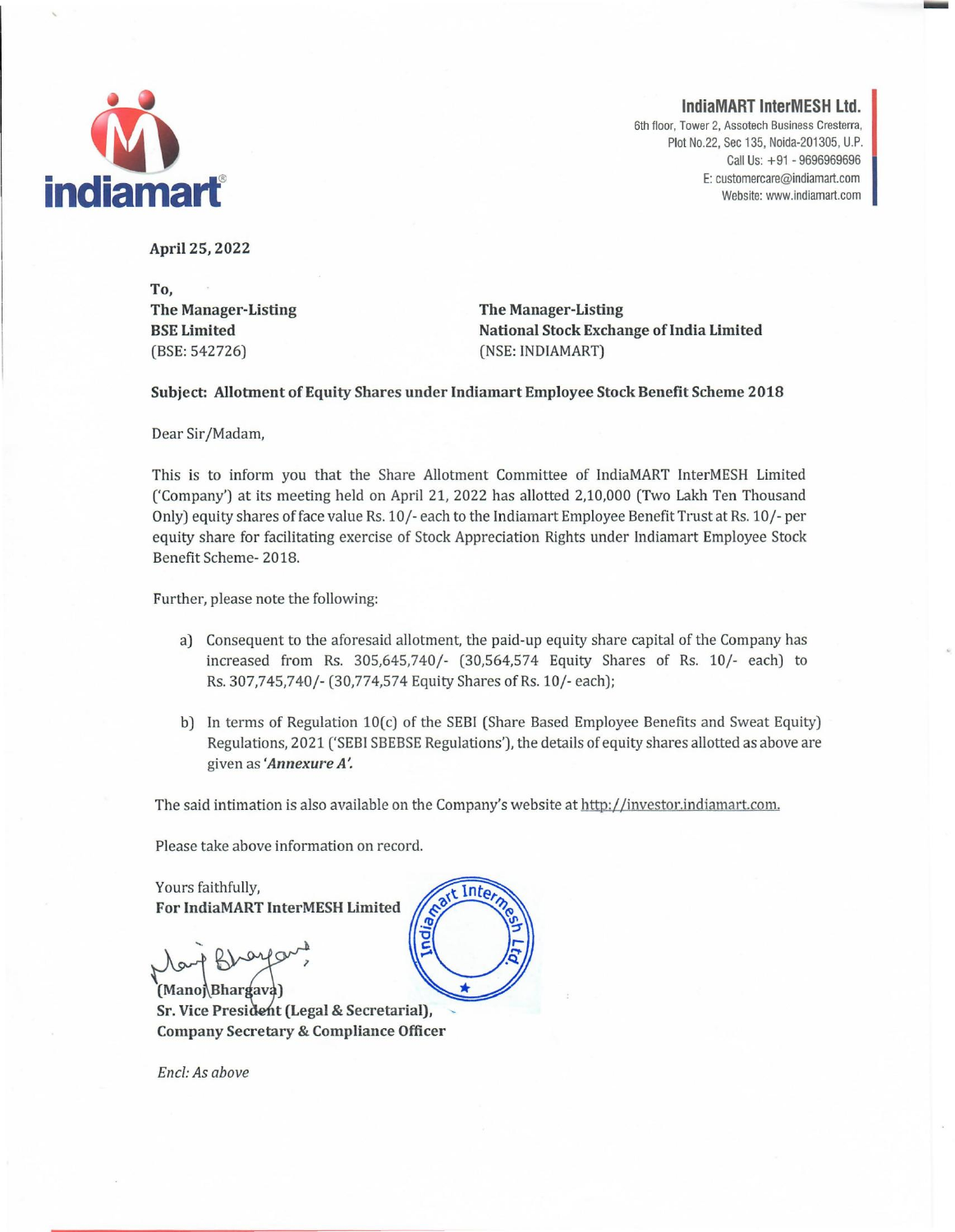**IndiaMART InterMESH Ltd.**
6th floor, Tower 2, Assotech Business Cresterra,
Plot No.22, Sec 135, Noida-201305, U.P.
Call Us: +91 - 9696969696
E: customercare@indiamart.com
Website: www.indiamart.com

**April 25, 2022**

**To,**

| **The Manager-Listing** | **The Manager-Listing** |
|---|---|
| **BSE Limited** | **National Stock Exchange of India Limited** |
| (BSE: 542726) | (NSE: INDIAMART) |

**Subject: Allotment of Equity Shares under Indiamart Employee Stock Benefit Scheme 2018**

Dear Sir/Madam,

This is to inform you that the Share Allotment Committee of IndiaMART InterMESH Limited ('Company') at its meeting held on April 21, 2022 has allotted 2,10,000 (Two Lakh Ten Thousand Only) equity shares of face value Rs. 10/- each to the Indiamart Employee Benefit Trust at Rs. 10/- per equity share for facilitating exercise of Stock Appreciation Rights under Indiamart Employee Stock Benefit Scheme- 2018.

Further, please note the following:

a) Consequent to the aforesaid allotment, the paid-up equity share capital of the Company has increased from Rs. 305,645,740/- (30,564,574 Equity Shares of Rs. 10/- each) to Rs. 307,745,740/- (30,774,574 Equity Shares of Rs. 10/- each);

b) In terms of Regulation 10(c) of the SEBI (Share Based Employee Benefits and Sweat Equity) Regulations, 2021 ('SEBI SBEBSE Regulations'), the details of equity shares allotted as above are given as ***'Annexure A'.***

The said intimation is also available on the Company's website at http://investor.indiamart.com.

Please take above information on record.

Yours faithfully,
**For IndiaMART InterMESH Limited**

**(Manoj Bhargava)**
**Sr. Vice President (Legal & Secretarial),**
**Company Secretary & Compliance Officer**

*Encl: As above*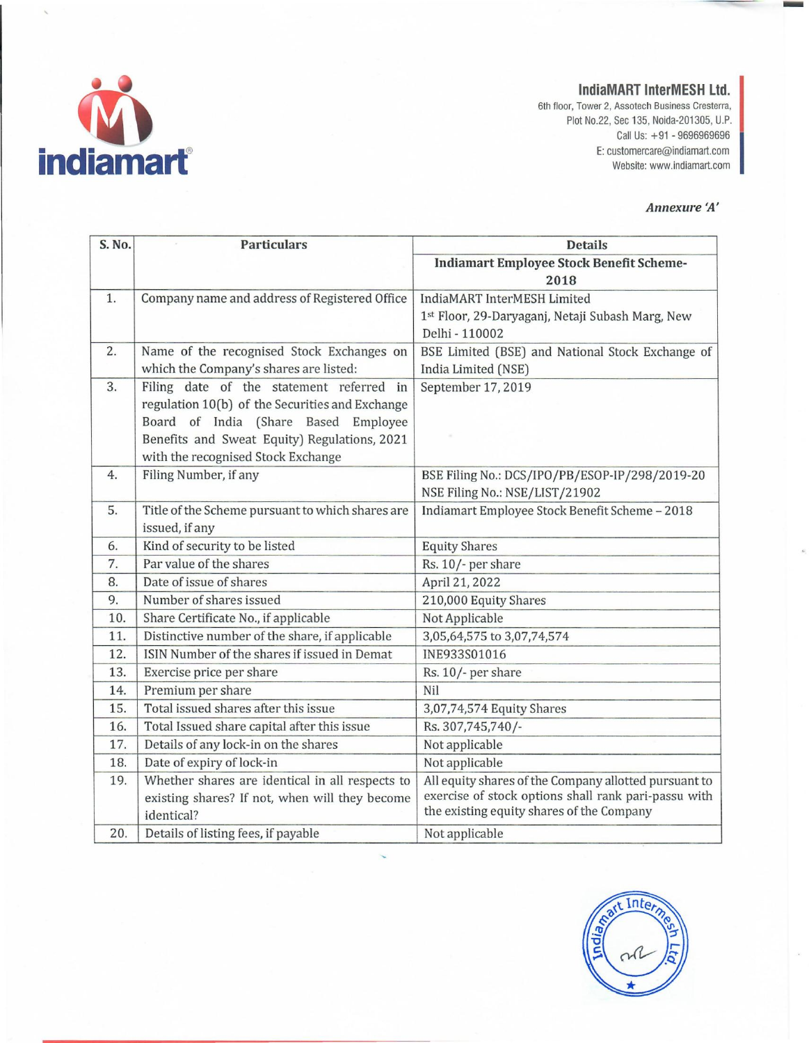**IndiaMART InterMESH Ltd.**
6th floor, Tower 2, Assotech Business Cresterra,
Plot No.22, Sec 135, Noida-201305, U.P.
Call Us: +91 - 9696969696
E: customercare@indiamart.com
Website: www.indiamart.com

*Annexure 'A'*

| S. No. | Particulars | Details |
|---|---|---|
| | | **Indiamart Employee Stock Benefit Scheme-2018** |
| 1. | Company name and address of Registered Office | IndiaMART InterMESH Limited<br>1st Floor, 29-Daryaganj, Netaji Subash Marg, New Delhi - 110002 |
| 2. | Name of the recognised Stock Exchanges on which the Company's shares are listed: | BSE Limited (BSE) and National Stock Exchange of India Limited (NSE) |
| 3. | Filing date of the statement referred in regulation 10(b) of the Securities and Exchange Board of India (Share Based Employee Benefits and Sweat Equity) Regulations, 2021 with the recognised Stock Exchange | September 17, 2019 |
| 4. | Filing Number, if any | BSE Filing No.: DCS/IPO/PB/ESOP-IP/298/2019-20<br>NSE Filing No.: NSE/LIST/21902 |
| 5. | Title of the Scheme pursuant to which shares are issued, if any | Indiamart Employee Stock Benefit Scheme – 2018 |
| 6. | Kind of security to be listed | Equity Shares |
| 7. | Par value of the shares | Rs. 10/- per share |
| 8. | Date of issue of shares | April 21, 2022 |
| 9. | Number of shares issued | 210,000 Equity Shares |
| 10. | Share Certificate No., if applicable | Not Applicable |
| 11. | Distinctive number of the share, if applicable | 3,05,64,575 to 3,07,74,574 |
| 12. | ISIN Number of the shares if issued in Demat | INE933S01016 |
| 13. | Exercise price per share | Rs. 10/- per share |
| 14. | Premium per share | Nil |
| 15. | Total issued shares after this issue | 3,07,74,574 Equity Shares |
| 16. | Total Issued share capital after this issue | Rs. 307,745,740/- |
| 17. | Details of any lock-in on the shares | Not applicable |
| 18. | Date of expiry of lock-in | Not applicable |
| 19. | Whether shares are identical in all respects to existing shares? If not, when will they become identical? | All equity shares of the Company allotted pursuant to exercise of stock options shall rank pari-passu with the existing equity shares of the Company |
| 20. | Details of listing fees, if payable | Not applicable |